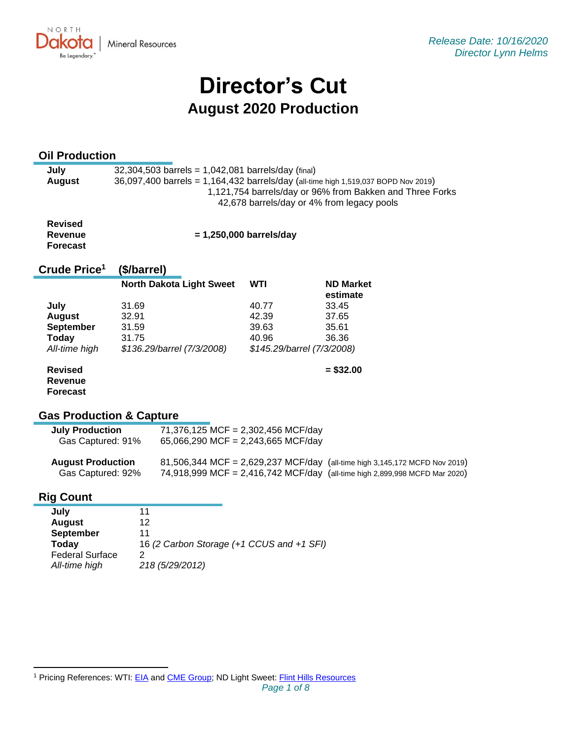North Dakota | Mineral Resources

*Release Date: 10/16/2020*
*Director Lynn Helms*

# Director's Cut

## August 2020 Production

### Oil Production

**July** 32,304,503 barrels = 1,042,081 barrels/day (final)

**August** 36,097,400 barrels = 1,164,432 barrels/day (all-time high 1,519,037 BOPD Nov 2019)
1,121,754 barrels/day or 96% from Bakken and Three Forks
42,678 barrels/day or 4% from legacy pools

**Revised Revenue Forecast** **= 1,250,000 barrels/day**

### Crude Price[1] ($/barrel)

| | North Dakota Light Sweet | WTI | ND Market estimate |
|---|---|---|---|
| **July** | 31.69 | 40.77 | 33.45 |
| **August** | 32.91 | 42.39 | 37.65 |
| **September** | 31.59 | 39.63 | 35.61 |
| **Today** | 31.75 | 40.96 | 36.36 |
| *All-time high* | *$136.29/barrel (7/3/2008)* | *$145.29/barrel (7/3/2008)* | |
| **Revised Revenue Forecast** | | | **= $32.00** |

### Gas Production & Capture

**July Production** 71,376,125 MCF = 2,302,456 MCF/day
Gas Captured: 91% 65,066,290 MCF = 2,243,665 MCF/day

**August Production** 81,506,344 MCF = 2,629,237 MCF/day (all-time high 3,145,172 MCFD Nov 2019)
Gas Captured: 92% 74,918,999 MCF = 2,416,742 MCF/day (all-time high 2,899,998 MCFD Mar 2020)

### Rig Count

| | |
|---|---|
| **July** | 11 |
| **August** | 12 |
| **September** | 11 |
| **Today** | 16 *(2 Carbon Storage (+1 CCUS and +1 SFI)* |
| Federal Surface | 2 |
| *All-time high* | *218 (5/29/2012)* |

[1] Pricing References: WTI: EIA and CME Group; ND Light Sweet: Flint Hills Resources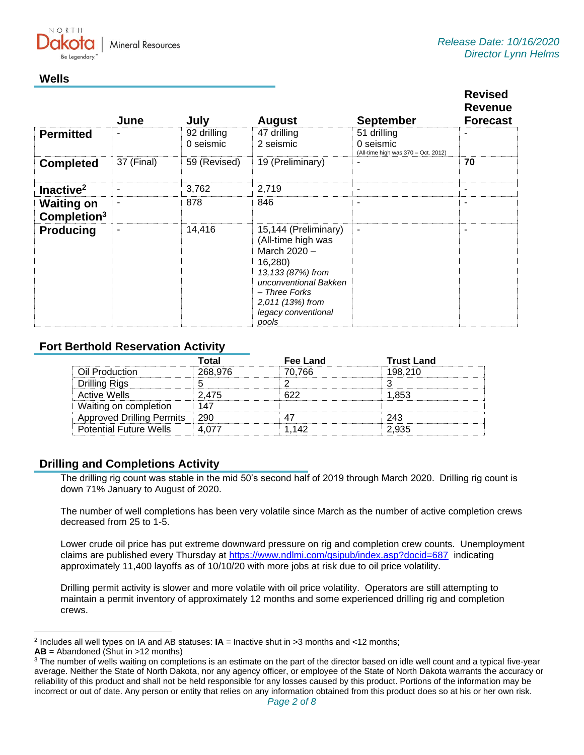Release Date: 10/16/2020
Director Lynn Helms

## Wells

| | June | July | August | September | Revised Revenue Forecast |
|---|---|---|---|---|---|
| **Permitted** | - | 92 drilling<br>0 seismic | 47 drilling<br>2 seismic | 51 drilling<br>0 seismic<br>(All-time high was 370 – Oct. 2012) | - |
| **Completed** | 37 (Final) | 59 (Revised) | 19 (Preliminary) | - | **70** |
| **Inactive**[2] | - | 3,762 | 2,719 | - | - |
| **Waiting on Completion**[3] | - | 878 | 846 | - | - |
| **Producing** | - | 14,416 | 15,144 (Preliminary)<br>(All-time high was March 2020 – 16,280)<br>*13,133 (87%) from unconventional Bakken – Three Forks*<br>*2,011 (13%) from legacy conventional pools* | - | - |

## Fort Berthold Reservation Activity

| | Total | Fee Land | Trust Land |
|---|---|---|---|
| Oil Production | 268,976 | 70,766 | 198,210 |
| Drilling Rigs | 5 | 2 | 3 |
| Active Wells | 2,475 | 622 | 1,853 |
| Waiting on completion | 147 | | |
| Approved Drilling Permits | 290 | 47 | 243 |
| Potential Future Wells | 4,077 | 1,142 | 2,935 |

## Drilling and Completions Activity

The drilling rig count was stable in the mid 50's second half of 2019 through March 2020. Drilling rig count is down 71% January to August of 2020.

The number of well completions has been very volatile since March as the number of active completion crews decreased from 25 to 1-5.

Lower crude oil price has put extreme downward pressure on rig and completion crew counts. Unemployment claims are published every Thursday at https://www.ndlmi.com/gsipub/index.asp?docid=687 indicating approximately 11,400 layoffs as of 10/10/20 with more jobs at risk due to oil price volatility.

Drilling permit activity is slower and more volatile with oil price volatility. Operators are still attempting to maintain a permit inventory of approximately 12 months and some experienced drilling rig and completion crews.

---

[2] Includes all well types on IA and AB statuses: **IA** = Inactive shut in >3 months and <12 months;
**AB** = Abandoned (Shut in >12 months)

[3] The number of wells waiting on completions is an estimate on the part of the director based on idle well count and a typical five-year average. Neither the State of North Dakota, nor any agency officer, or employee of the State of North Dakota warrants the accuracy or reliability of this product and shall not be held responsible for any losses caused by this product. Portions of the information may be incorrect or out of date. Any person or entity that relies on any information obtained from this product does so at his or her own risk.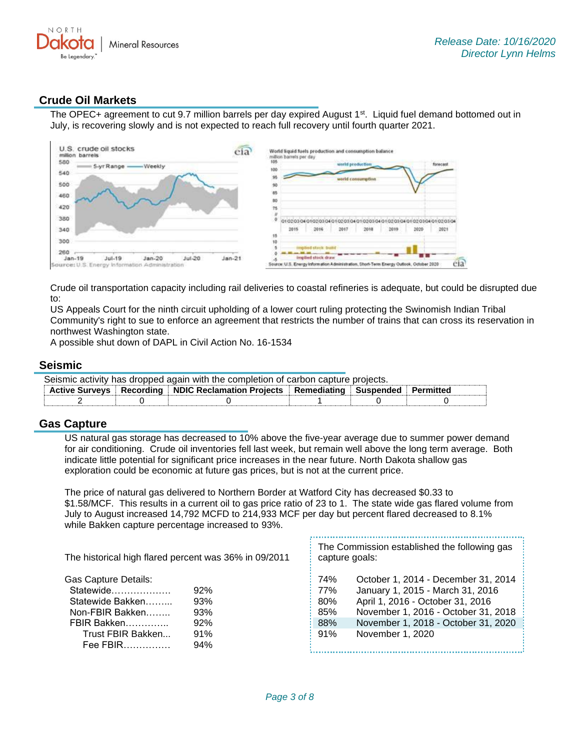## Crude Oil Markets

The OPEC+ agreement to cut 9.7 million barrels per day expired August 1st. Liquid fuel demand bottomed out in July, is recovering slowly and is not expected to reach full recovery until fourth quarter 2021.

Crude oil transportation capacity including rail deliveries to coastal refineries is adequate, but could be disrupted due to:
US Appeals Court for the ninth circuit upholding of a lower court ruling protecting the Swinomish Indian Tribal Community's right to sue to enforce an agreement that restricts the number of trains that can cross its reservation in northwest Washington state.
A possible shut down of DAPL in Civil Action No. 16-1534

## Seismic

Seismic activity has dropped again with the completion of carbon capture projects.

| Active Surveys | Recording | NDIC Reclamation Projects | Remediating | Suspended | Permitted |
|---|---|---|---|---|---|
| 2 | 0 | 0 | 1 | 0 | 0 |

## Gas Capture

US natural gas storage has decreased to 10% above the five-year average due to summer power demand for air conditioning. Crude oil inventories fell last week, but remain well above the long term average. Both indicate little potential for significant price increases in the near future. North Dakota shallow gas exploration could be economic at future gas prices, but is not at the current price.

The price of natural gas delivered to Northern Border at Watford City has decreased $0.33 to $1.58/MCF. This results in a current oil to gas price ratio of 23 to 1. The state wide gas flared volume from July to August increased 14,792 MCFD to 214,933 MCF per day but percent flared decreased to 8.1% while Bakken capture percentage increased to 93%.

The historical high flared percent was 36% in 09/2011

Gas Capture Details:

| | |
|---|---|
| Statewide | 92% |
| Statewide Bakken | 93% |
| Non-FBIR Bakken | 93% |
| FBIR Bakken | 92% |
| Trust FBIR Bakken | 91% |
| Fee FBIR | 94% |

The Commission established the following gas capture goals:

| | |
|---|---|
| 74% | October 1, 2014 - December 31, 2014 |
| 77% | January 1, 2015 - March 31, 2016 |
| 80% | April 1, 2016 - October 31, 2016 |
| 85% | November 1, 2016 - October 31, 2018 |
| 88% | November 1, 2018 - October 31, 2020 |
| 91% | November 1, 2020 |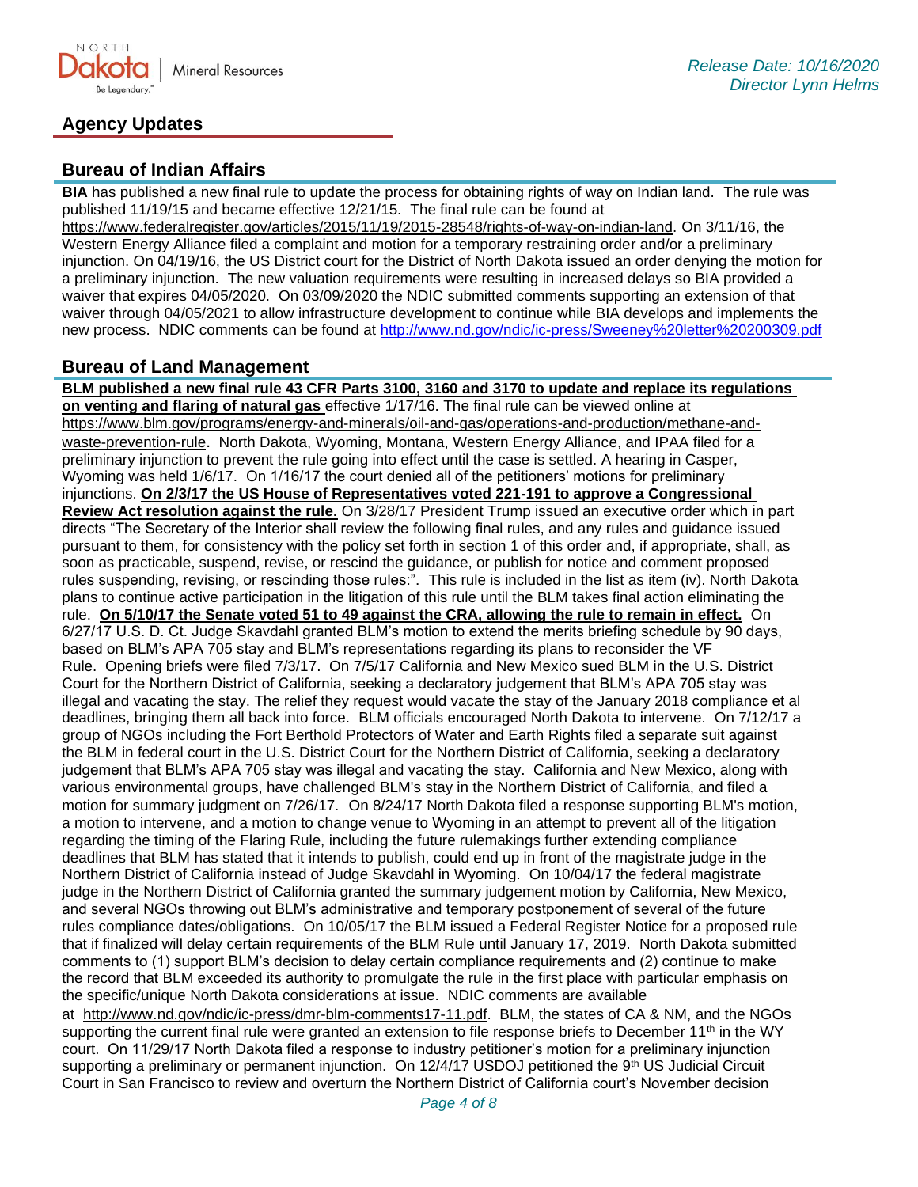## Agency Updates

### Bureau of Indian Affairs

**BIA** has published a new final rule to update the process for obtaining rights of way on Indian land. The rule was published 11/19/15 and became effective 12/21/15. The final rule can be found at https://www.federalregister.gov/articles/2015/11/19/2015-28548/rights-of-way-on-indian-land. On 3/11/16, the Western Energy Alliance filed a complaint and motion for a temporary restraining order and/or a preliminary injunction. On 04/19/16, the US District court for the District of North Dakota issued an order denying the motion for a preliminary injunction. The new valuation requirements were resulting in increased delays so BIA provided a waiver that expires 04/05/2020. On 03/09/2020 the NDIC submitted comments supporting an extension of that waiver through 04/05/2021 to allow infrastructure development to continue while BIA develops and implements the new process. NDIC comments can be found at http://www.nd.gov/ndic/ic-press/Sweeney%20letter%20200309.pdf

### Bureau of Land Management

**BLM published a new final rule 43 CFR Parts 3100, 3160 and 3170 to update and replace its regulations on venting and flaring of natural gas** effective 1/17/16. The final rule can be viewed online at https://www.blm.gov/programs/energy-and-minerals/oil-and-gas/operations-and-production/methane-and-waste-prevention-rule. North Dakota, Wyoming, Montana, Western Energy Alliance, and IPAA filed for a preliminary injunction to prevent the rule going into effect until the case is settled. A hearing in Casper, Wyoming was held 1/6/17. On 1/16/17 the court denied all of the petitioners' motions for preliminary injunctions. **On 2/3/17 the US House of Representatives voted 221-191 to approve a Congressional Review Act resolution against the rule.** On 3/28/17 President Trump issued an executive order which in part directs "The Secretary of the Interior shall review the following final rules, and any rules and guidance issued pursuant to them, for consistency with the policy set forth in section 1 of this order and, if appropriate, shall, as soon as practicable, suspend, revise, or rescind the guidance, or publish for notice and comment proposed rules suspending, revising, or rescinding those rules:". This rule is included in the list as item (iv). North Dakota plans to continue active participation in the litigation of this rule until the BLM takes final action eliminating the rule. **On 5/10/17 the Senate voted 51 to 49 against the CRA, allowing the rule to remain in effect.** On 6/27/17 U.S. D. Ct. Judge Skavdahl granted BLM's motion to extend the merits briefing schedule by 90 days, based on BLM's APA 705 stay and BLM's representations regarding its plans to reconsider the VF Rule. Opening briefs were filed 7/3/17. On 7/5/17 California and New Mexico sued BLM in the U.S. District Court for the Northern District of California, seeking a declaratory judgement that BLM's APA 705 stay was illegal and vacating the stay. The relief they request would vacate the stay of the January 2018 compliance et al deadlines, bringing them all back into force. BLM officials encouraged North Dakota to intervene. On 7/12/17 a group of NGOs including the Fort Berthold Protectors of Water and Earth Rights filed a separate suit against the BLM in federal court in the U.S. District Court for the Northern District of California, seeking a declaratory judgement that BLM's APA 705 stay was illegal and vacating the stay. California and New Mexico, along with various environmental groups, have challenged BLM's stay in the Northern District of California, and filed a motion for summary judgment on 7/26/17. On 8/24/17 North Dakota filed a response supporting BLM's motion, a motion to intervene, and a motion to change venue to Wyoming in an attempt to prevent all of the litigation regarding the timing of the Flaring Rule, including the future rulemakings further extending compliance deadlines that BLM has stated that it intends to publish, could end up in front of the magistrate judge in the Northern District of California instead of Judge Skavdahl in Wyoming. On 10/04/17 the federal magistrate judge in the Northern District of California granted the summary judgement motion by California, New Mexico, and several NGOs throwing out BLM's administrative and temporary postponement of several of the future rules compliance dates/obligations. On 10/05/17 the BLM issued a Federal Register Notice for a proposed rule that if finalized will delay certain requirements of the BLM Rule until January 17, 2019. North Dakota submitted comments to (1) support BLM's decision to delay certain compliance requirements and (2) continue to make the record that BLM exceeded its authority to promulgate the rule in the first place with particular emphasis on the specific/unique North Dakota considerations at issue. NDIC comments are available at http://www.nd.gov/ndic/ic-press/dmr-blm-comments17-11.pdf. BLM, the states of CA & NM, and the NGOs supporting the current final rule were granted an extension to file response briefs to December 11th in the WY court. On 11/29/17 North Dakota filed a response to industry petitioner's motion for a preliminary injunction supporting a preliminary or permanent injunction. On 12/4/17 USDOJ petitioned the 9th US Judicial Circuit Court in San Francisco to review and overturn the Northern District of California court's November decision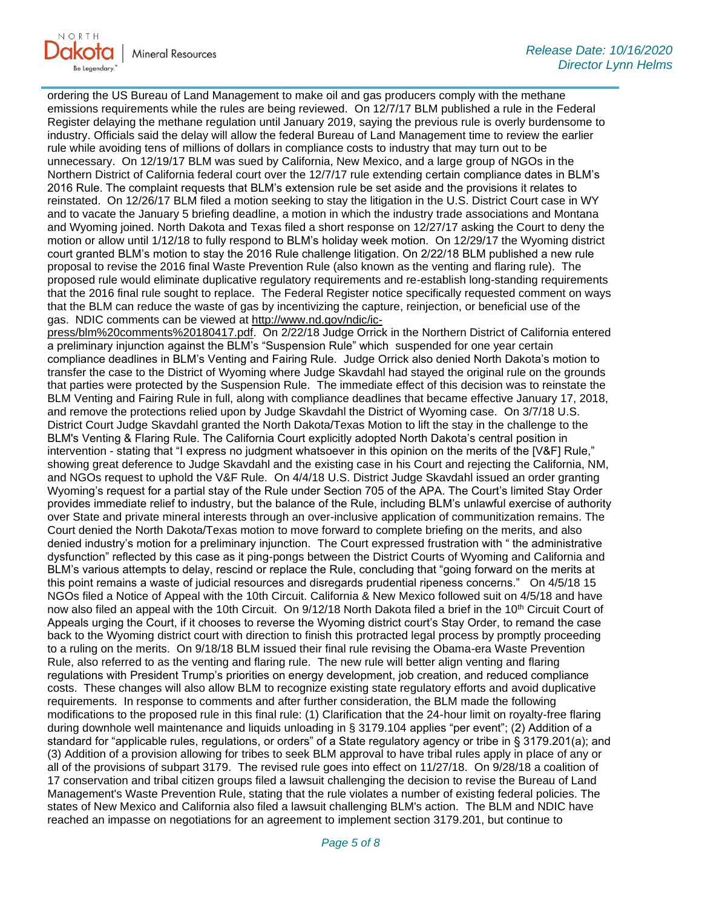ordering the US Bureau of Land Management to make oil and gas producers comply with the methane emissions requirements while the rules are being reviewed. On 12/7/17 BLM published a rule in the Federal Register delaying the methane regulation until January 2019, saying the previous rule is overly burdensome to industry. Officials said the delay will allow the federal Bureau of Land Management time to review the earlier rule while avoiding tens of millions of dollars in compliance costs to industry that may turn out to be unnecessary. On 12/19/17 BLM was sued by California, New Mexico, and a large group of NGOs in the Northern District of California federal court over the 12/7/17 rule extending certain compliance dates in BLM's 2016 Rule. The complaint requests that BLM's extension rule be set aside and the provisions it relates to reinstated. On 12/26/17 BLM filed a motion seeking to stay the litigation in the U.S. District Court case in WY and to vacate the January 5 briefing deadline, a motion in which the industry trade associations and Montana and Wyoming joined. North Dakota and Texas filed a short response on 12/27/17 asking the Court to deny the motion or allow until 1/12/18 to fully respond to BLM's holiday week motion. On 12/29/17 the Wyoming district court granted BLM's motion to stay the 2016 Rule challenge litigation. On 2/22/18 BLM published a new rule proposal to revise the 2016 final Waste Prevention Rule (also known as the venting and flaring rule). The proposed rule would eliminate duplicative regulatory requirements and re-establish long-standing requirements that the 2016 final rule sought to replace. The Federal Register notice specifically requested comment on ways that the BLM can reduce the waste of gas by incentivizing the capture, reinjection, or beneficial use of the gas. NDIC comments can be viewed at http://www.nd.gov/ndic/ic-press/blm%20comments%20180417.pdf. On 2/22/18 Judge Orrick in the Northern District of California entered a preliminary injunction against the BLM's "Suspension Rule" which suspended for one year certain compliance deadlines in BLM's Venting and Fairing Rule. Judge Orrick also denied North Dakota's motion to transfer the case to the District of Wyoming where Judge Skavdahl had stayed the original rule on the grounds that parties were protected by the Suspension Rule. The immediate effect of this decision was to reinstate the BLM Venting and Fairing Rule in full, along with compliance deadlines that became effective January 17, 2018, and remove the protections relied upon by Judge Skavdahl the District of Wyoming case. On 3/7/18 U.S. District Court Judge Skavdahl granted the North Dakota/Texas Motion to lift the stay in the challenge to the BLM's Venting & Flaring Rule. The California Court explicitly adopted North Dakota's central position in intervention - stating that "I express no judgment whatsoever in this opinion on the merits of the [V&F] Rule," showing great deference to Judge Skavdahl and the existing case in his Court and rejecting the California, NM, and NGOs request to uphold the V&F Rule. On 4/4/18 U.S. District Judge Skavdahl issued an order granting Wyoming's request for a partial stay of the Rule under Section 705 of the APA. The Court's limited Stay Order provides immediate relief to industry, but the balance of the Rule, including BLM's unlawful exercise of authority over State and private mineral interests through an over-inclusive application of communitization remains. The Court denied the North Dakota/Texas motion to move forward to complete briefing on the merits, and also denied industry's motion for a preliminary injunction. The Court expressed frustration with " the administrative dysfunction" reflected by this case as it ping-pongs between the District Courts of Wyoming and California and BLM's various attempts to delay, rescind or replace the Rule, concluding that "going forward on the merits at this point remains a waste of judicial resources and disregards prudential ripeness concerns." On 4/5/18 15 NGOs filed a Notice of Appeal with the 10th Circuit. California & New Mexico followed suit on 4/5/18 and have now also filed an appeal with the 10th Circuit. On 9/12/18 North Dakota filed a brief in the 10th Circuit Court of Appeals urging the Court, if it chooses to reverse the Wyoming district court's Stay Order, to remand the case back to the Wyoming district court with direction to finish this protracted legal process by promptly proceeding to a ruling on the merits. On 9/18/18 BLM issued their final rule revising the Obama-era Waste Prevention Rule, also referred to as the venting and flaring rule. The new rule will better align venting and flaring regulations with President Trump's priorities on energy development, job creation, and reduced compliance costs. These changes will also allow BLM to recognize existing state regulatory efforts and avoid duplicative requirements. In response to comments and after further consideration, the BLM made the following modifications to the proposed rule in this final rule: (1) Clarification that the 24-hour limit on royalty-free flaring during downhole well maintenance and liquids unloading in § 3179.104 applies "per event"; (2) Addition of a standard for "applicable rules, regulations, or orders" of a State regulatory agency or tribe in § 3179.201(a); and (3) Addition of a provision allowing for tribes to seek BLM approval to have tribal rules apply in place of any or all of the provisions of subpart 3179. The revised rule goes into effect on 11/27/18. On 9/28/18 a coalition of 17 conservation and tribal citizen groups filed a lawsuit challenging the decision to revise the Bureau of Land Management's Waste Prevention Rule, stating that the rule violates a number of existing federal policies. The states of New Mexico and California also filed a lawsuit challenging BLM's action. The BLM and NDIC have reached an impasse on negotiations for an agreement to implement section 3179.201, but continue to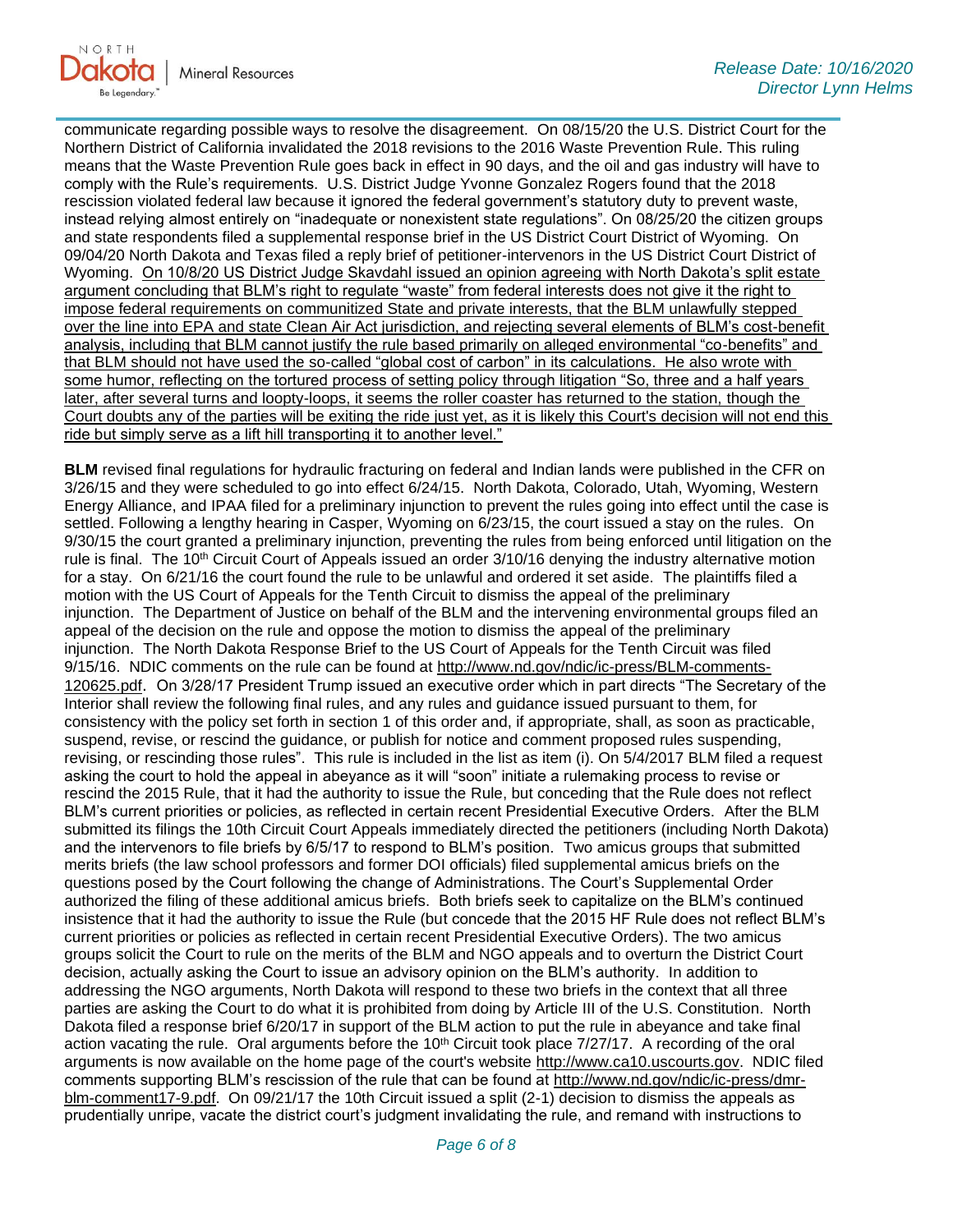communicate regarding possible ways to resolve the disagreement. On 08/15/20 the U.S. District Court for the Northern District of California invalidated the 2018 revisions to the 2016 Waste Prevention Rule. This ruling means that the Waste Prevention Rule goes back in effect in 90 days, and the oil and gas industry will have to comply with the Rule's requirements. U.S. District Judge Yvonne Gonzalez Rogers found that the 2018 rescission violated federal law because it ignored the federal government's statutory duty to prevent waste, instead relying almost entirely on "inadequate or nonexistent state regulations". On 08/25/20 the citizen groups and state respondents filed a supplemental response brief in the US District Court District of Wyoming. On 09/04/20 North Dakota and Texas filed a reply brief of petitioner-intervenors in the US District Court District of Wyoming. <u>On 10/8/20 US District Judge Skavdahl issued an opinion agreeing with North Dakota's split estate argument concluding that BLM's right to regulate "waste" from federal interests does not give it the right to impose federal requirements on communitized State and private interests, that the BLM unlawfully stepped over the line into EPA and state Clean Air Act jurisdiction, and rejecting several elements of BLM's cost-benefit analysis, including that BLM cannot justify the rule based primarily on alleged environmental "co-benefits" and that BLM should not have used the so-called "global cost of carbon" in its calculations. He also wrote with some humor, reflecting on the tortured process of setting policy through litigation "So, three and a half years later, after several turns and loopty-loops, it seems the roller coaster has returned to the station, though the Court doubts any of the parties will be exiting the ride just yet, as it is likely this Court's decision will not end this ride but simply serve as a lift hill transporting it to another level."</u>

**BLM** revised final regulations for hydraulic fracturing on federal and Indian lands were published in the CFR on 3/26/15 and they were scheduled to go into effect 6/24/15. North Dakota, Colorado, Utah, Wyoming, Western Energy Alliance, and IPAA filed for a preliminary injunction to prevent the rules going into effect until the case is settled. Following a lengthy hearing in Casper, Wyoming on 6/23/15, the court issued a stay on the rules. On 9/30/15 the court granted a preliminary injunction, preventing the rules from being enforced until litigation on the rule is final. The 10th Circuit Court of Appeals issued an order 3/10/16 denying the industry alternative motion for a stay. On 6/21/16 the court found the rule to be unlawful and ordered it set aside. The plaintiffs filed a motion with the US Court of Appeals for the Tenth Circuit to dismiss the appeal of the preliminary injunction. The Department of Justice on behalf of the BLM and the intervening environmental groups filed an appeal of the decision on the rule and oppose the motion to dismiss the appeal of the preliminary injunction. The North Dakota Response Brief to the US Court of Appeals for the Tenth Circuit was filed 9/15/16. NDIC comments on the rule can be found at http://www.nd.gov/ndic/ic-press/BLM-comments-120625.pdf. On 3/28/17 President Trump issued an executive order which in part directs "The Secretary of the Interior shall review the following final rules, and any rules and guidance issued pursuant to them, for consistency with the policy set forth in section 1 of this order and, if appropriate, shall, as soon as practicable, suspend, revise, or rescind the guidance, or publish for notice and comment proposed rules suspending, revising, or rescinding those rules". This rule is included in the list as item (i). On 5/4/2017 BLM filed a request asking the court to hold the appeal in abeyance as it will "soon" initiate a rulemaking process to revise or rescind the 2015 Rule, that it had the authority to issue the Rule, but conceding that the Rule does not reflect BLM's current priorities or policies, as reflected in certain recent Presidential Executive Orders. After the BLM submitted its filings the 10th Circuit Court Appeals immediately directed the petitioners (including North Dakota) and the intervenors to file briefs by 6/5/17 to respond to BLM's position. Two amicus groups that submitted merits briefs (the law school professors and former DOI officials) filed supplemental amicus briefs on the questions posed by the Court following the change of Administrations. The Court's Supplemental Order authorized the filing of these additional amicus briefs. Both briefs seek to capitalize on the BLM's continued insistence that it had the authority to issue the Rule (but concede that the 2015 HF Rule does not reflect BLM's current priorities or policies as reflected in certain recent Presidential Executive Orders). The two amicus groups solicit the Court to rule on the merits of the BLM and NGO appeals and to overturn the District Court decision, actually asking the Court to issue an advisory opinion on the BLM's authority. In addition to addressing the NGO arguments, North Dakota will respond to these two briefs in the context that all three parties are asking the Court to do what it is prohibited from doing by Article III of the U.S. Constitution. North Dakota filed a response brief 6/20/17 in support of the BLM action to put the rule in abeyance and take final action vacating the rule. Oral arguments before the 10th Circuit took place 7/27/17. A recording of the oral arguments is now available on the home page of the court's website http://www.ca10.uscourts.gov. NDIC filed comments supporting BLM's rescission of the rule that can be found at http://www.nd.gov/ndic/ic-press/dmr-blm-comment17-9.pdf. On 09/21/17 the 10th Circuit issued a split (2-1) decision to dismiss the appeals as prudentially unripe, vacate the district court's judgment invalidating the rule, and remand with instructions to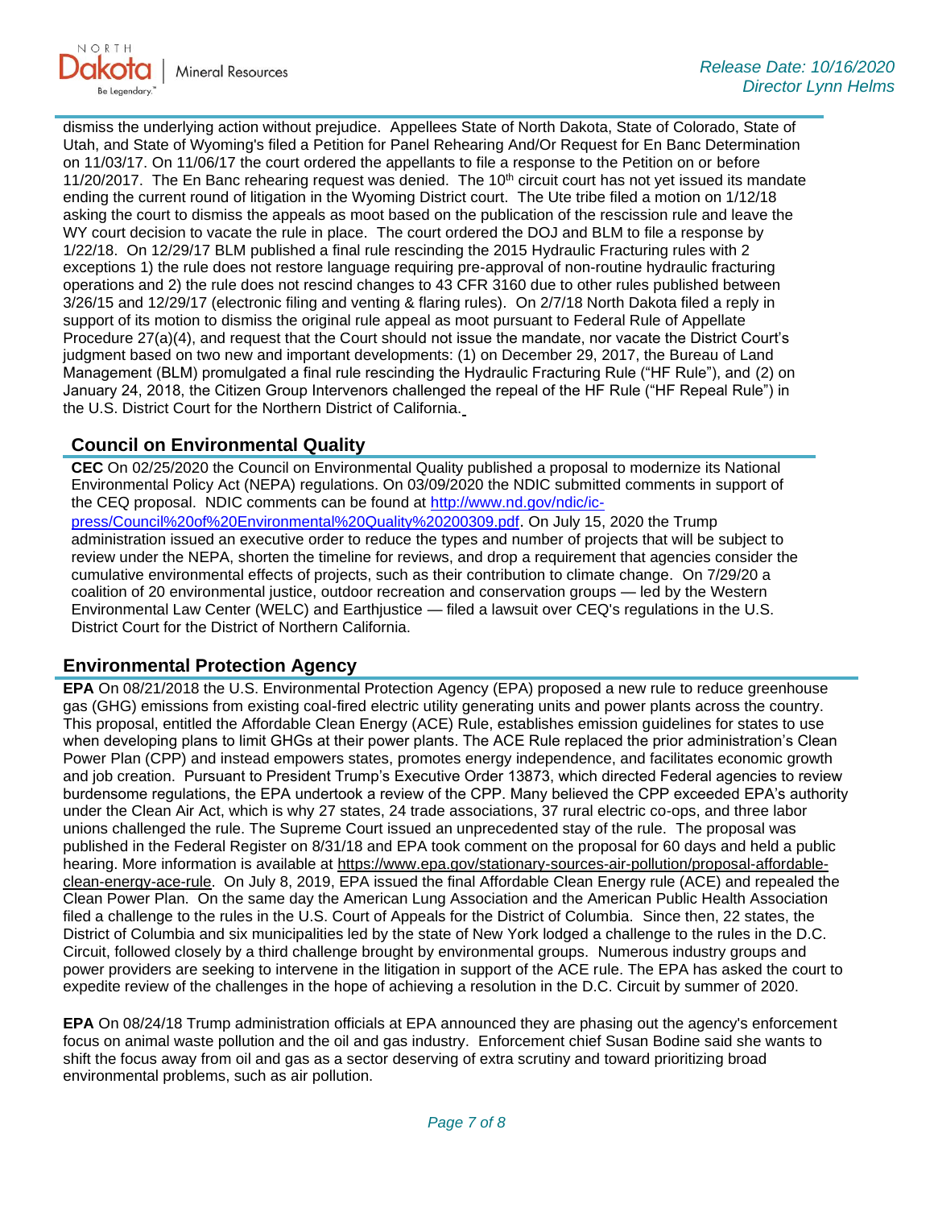dismiss the underlying action without prejudice. Appellees State of North Dakota, State of Colorado, State of Utah, and State of Wyoming's filed a Petition for Panel Rehearing And/Or Request for En Banc Determination on 11/03/17. On 11/06/17 the court ordered the appellants to file a response to the Petition on or before 11/20/2017. The En Banc rehearing request was denied. The 10th circuit court has not yet issued its mandate ending the current round of litigation in the Wyoming District court. The Ute tribe filed a motion on 1/12/18 asking the court to dismiss the appeals as moot based on the publication of the rescission rule and leave the WY court decision to vacate the rule in place. The court ordered the DOJ and BLM to file a response by 1/22/18. On 12/29/17 BLM published a final rule rescinding the 2015 Hydraulic Fracturing rules with 2 exceptions 1) the rule does not restore language requiring pre-approval of non-routine hydraulic fracturing operations and 2) the rule does not rescind changes to 43 CFR 3160 due to other rules published between 3/26/15 and 12/29/17 (electronic filing and venting & flaring rules). On 2/7/18 North Dakota filed a reply in support of its motion to dismiss the original rule appeal as moot pursuant to Federal Rule of Appellate Procedure 27(a)(4), and request that the Court should not issue the mandate, nor vacate the District Court's judgment based on two new and important developments: (1) on December 29, 2017, the Bureau of Land Management (BLM) promulgated a final rule rescinding the Hydraulic Fracturing Rule ("HF Rule"), and (2) on January 24, 2018, the Citizen Group Intervenors challenged the repeal of the HF Rule ("HF Repeal Rule") in the U.S. District Court for the Northern District of California.

## Council on Environmental Quality

**CEC** On 02/25/2020 the Council on Environmental Quality published a proposal to modernize its National Environmental Policy Act (NEPA) regulations. On 03/09/2020 the NDIC submitted comments in support of the CEQ proposal. NDIC comments can be found at http://www.nd.gov/ndic/ic-press/Council%20of%20Environmental%20Quality%20200309.pdf. On July 15, 2020 the Trump administration issued an executive order to reduce the types and number of projects that will be subject to review under the NEPA, shorten the timeline for reviews, and drop a requirement that agencies consider the cumulative environmental effects of projects, such as their contribution to climate change. On 7/29/20 a coalition of 20 environmental justice, outdoor recreation and conservation groups — led by the Western Environmental Law Center (WELC) and Earthjustice — filed a lawsuit over CEQ's regulations in the U.S. District Court for the District of Northern California.

## Environmental Protection Agency

**EPA** On 08/21/2018 the U.S. Environmental Protection Agency (EPA) proposed a new rule to reduce greenhouse gas (GHG) emissions from existing coal-fired electric utility generating units and power plants across the country. This proposal, entitled the Affordable Clean Energy (ACE) Rule, establishes emission guidelines for states to use when developing plans to limit GHGs at their power plants. The ACE Rule replaced the prior administration's Clean Power Plan (CPP) and instead empowers states, promotes energy independence, and facilitates economic growth and job creation. Pursuant to President Trump's Executive Order 13873, which directed Federal agencies to review burdensome regulations, the EPA undertook a review of the CPP. Many believed the CPP exceeded EPA's authority under the Clean Air Act, which is why 27 states, 24 trade associations, 37 rural electric co-ops, and three labor unions challenged the rule. The Supreme Court issued an unprecedented stay of the rule. The proposal was published in the Federal Register on 8/31/18 and EPA took comment on the proposal for 60 days and held a public hearing. More information is available at https://www.epa.gov/stationary-sources-air-pollution/proposal-affordable-clean-energy-ace-rule. On July 8, 2019, EPA issued the final Affordable Clean Energy rule (ACE) and repealed the Clean Power Plan. On the same day the American Lung Association and the American Public Health Association filed a challenge to the rules in the U.S. Court of Appeals for the District of Columbia. Since then, 22 states, the District of Columbia and six municipalities led by the state of New York lodged a challenge to the rules in the D.C. Circuit, followed closely by a third challenge brought by environmental groups. Numerous industry groups and power providers are seeking to intervene in the litigation in support of the ACE rule. The EPA has asked the court to expedite review of the challenges in the hope of achieving a resolution in the D.C. Circuit by summer of 2020.

**EPA** On 08/24/18 Trump administration officials at EPA announced they are phasing out the agency's enforcement focus on animal waste pollution and the oil and gas industry. Enforcement chief Susan Bodine said she wants to shift the focus away from oil and gas as a sector deserving of extra scrutiny and toward prioritizing broad environmental problems, such as air pollution.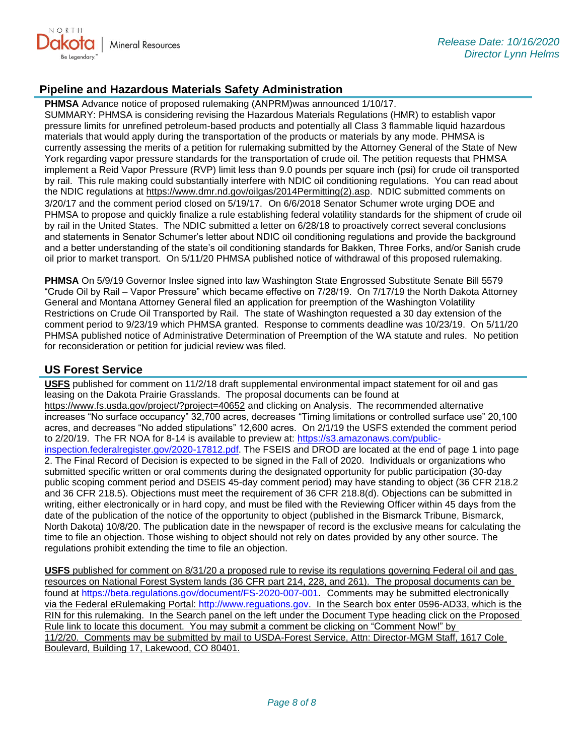## Pipeline and Hazardous Materials Safety Administration

**PHMSA** Advance notice of proposed rulemaking (ANPRM)was announced 1/10/17.
SUMMARY: PHMSA is considering revising the Hazardous Materials Regulations (HMR) to establish vapor pressure limits for unrefined petroleum-based products and potentially all Class 3 flammable liquid hazardous materials that would apply during the transportation of the products or materials by any mode. PHMSA is currently assessing the merits of a petition for rulemaking submitted by the Attorney General of the State of New York regarding vapor pressure standards for the transportation of crude oil. The petition requests that PHMSA implement a Reid Vapor Pressure (RVP) limit less than 9.0 pounds per square inch (psi) for crude oil transported by rail. This rule making could substantially interfere with NDIC oil conditioning regulations. You can read about the NDIC regulations at https://www.dmr.nd.gov/oilgas/2014Permitting(2).asp. NDIC submitted comments on 3/20/17 and the comment period closed on 5/19/17. On 6/6/2018 Senator Schumer wrote urging DOE and PHMSA to propose and quickly finalize a rule establishing federal volatility standards for the shipment of crude oil by rail in the United States. The NDIC submitted a letter on 6/28/18 to proactively correct several conclusions and statements in Senator Schumer's letter about NDIC oil conditioning regulations and provide the background and a better understanding of the state's oil conditioning standards for Bakken, Three Forks, and/or Sanish crude oil prior to market transport. On 5/11/20 PHMSA published notice of withdrawal of this proposed rulemaking.

**PHMSA** On 5/9/19 Governor Inslee signed into law Washington State Engrossed Substitute Senate Bill 5579 "Crude Oil by Rail – Vapor Pressure" which became effective on 7/28/19. On 7/17/19 the North Dakota Attorney General and Montana Attorney General filed an application for preemption of the Washington Volatility Restrictions on Crude Oil Transported by Rail. The state of Washington requested a 30 day extension of the comment period to 9/23/19 which PHMSA granted. Response to comments deadline was 10/23/19. On 5/11/20 PHMSA published notice of Administrative Determination of Preemption of the WA statute and rules. No petition for reconsideration or petition for judicial review was filed.

## US Forest Service

**USFS** published for comment on 11/2/18 draft supplemental environmental impact statement for oil and gas leasing on the Dakota Prairie Grasslands. The proposal documents can be found at https://www.fs.usda.gov/project/?project=40652 and clicking on Analysis. The recommended alternative increases "No surface occupancy" 32,700 acres, decreases "Timing limitations or controlled surface use" 20,100 acres, and decreases "No added stipulations" 12,600 acres. On 2/1/19 the USFS extended the comment period to 2/20/19. The FR NOA for 8-14 is available to preview at: https://s3.amazonaws.com/public-inspection.federalregister.gov/2020-17812.pdf. The FSEIS and DROD are located at the end of page 1 into page 2. The Final Record of Decision is expected to be signed in the Fall of 2020. Individuals or organizations who submitted specific written or oral comments during the designated opportunity for public participation (30-day public scoping comment period and DSEIS 45-day comment period) may have standing to object (36 CFR 218.2 and 36 CFR 218.5). Objections must meet the requirement of 36 CFR 218.8(d). Objections can be submitted in writing, either electronically or in hard copy, and must be filed with the Reviewing Officer within 45 days from the date of the publication of the notice of the opportunity to object (published in the Bismarck Tribune, Bismarck, North Dakota) 10/8/20. The publication date in the newspaper of record is the exclusive means for calculating the time to file an objection. Those wishing to object should not rely on dates provided by any other source. The regulations prohibit extending the time to file an objection.

**USFS** published for comment on 8/31/20 a proposed rule to revise its regulations governing Federal oil and gas resources on National Forest System lands (36 CFR part 214, 228, and 261). The proposal documents can be found at https://beta.regulations.gov/document/FS-2020-007-001. Comments may be submitted electronically via the Federal eRulemaking Portal: http://www.reguations.gov. In the Search box enter 0596-AD33, which is the RIN for this rulemaking. In the Search panel on the left under the Document Type heading click on the Proposed Rule link to locate this document. You may submit a comment be clicking on "Comment Now!" by 11/2/20. Comments may be submitted by mail to USDA-Forest Service, Attn: Director-MGM Staff, 1617 Cole Boulevard, Building 17, Lakewood, CO 80401.